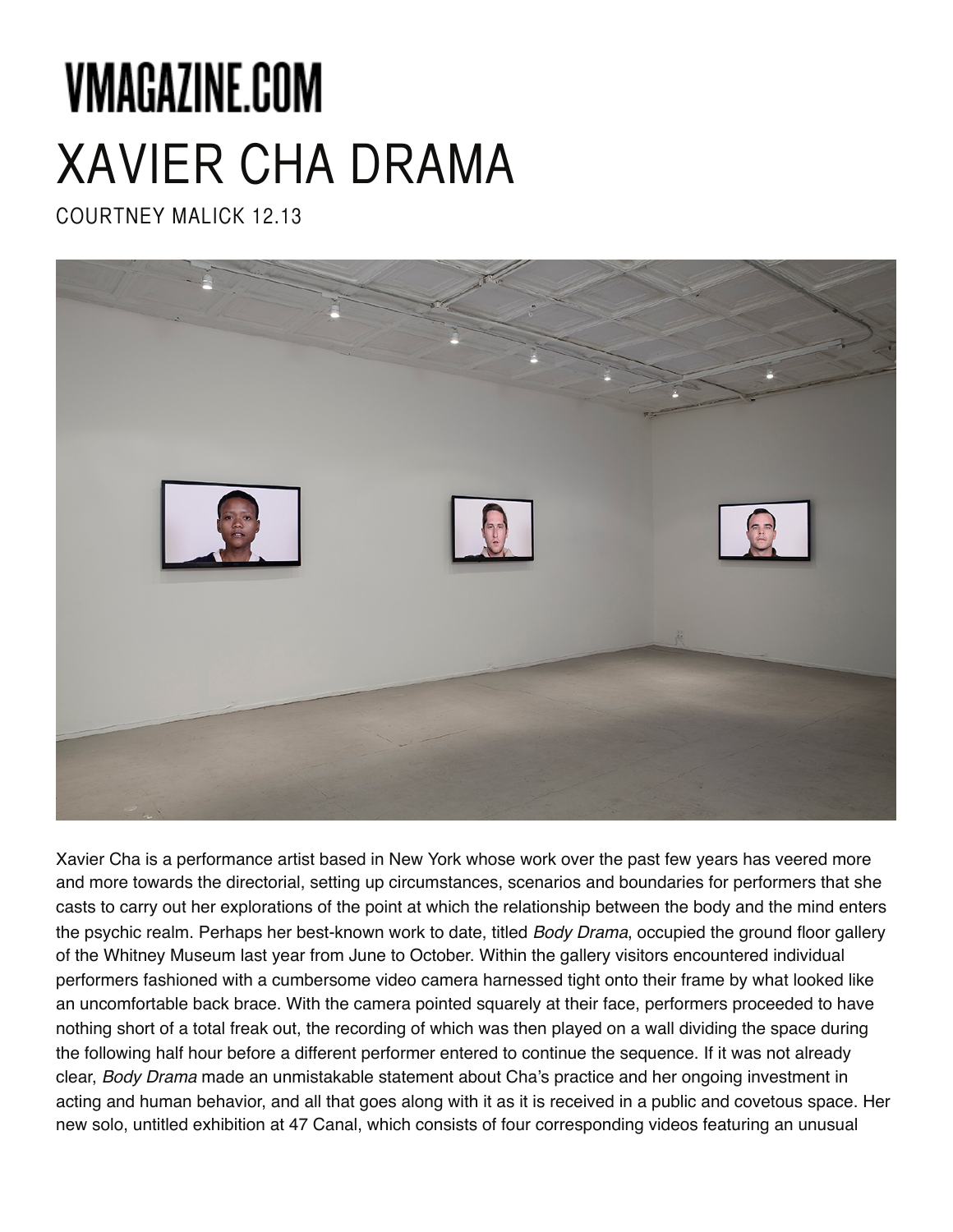# VMAGAZINE.COM

# XAVIER CHA DRAMA

COURTNEY MALICK 12.13

Xavier Cha is a performance artist based in New York whose work over the past few years has veered more and more towards the directorial, setting up circumstances, scenarios and boundaries for performers that she casts to carry out her explorations of the point at which the relationship between the body and the mind enters the psychic realm. Perhaps her best-known work to date, titled *Body Drama*, occupied the ground floor gallery of the Whitney Museum last year from June to October. Within the gallery visitors encountered individual performers fashioned with a cumbersome video camera harnessed tight onto their frame by what looked like an uncomfortable back brace. With the camera pointed squarely at their face, performers proceeded to have nothing short of a total freak out, the recording of which was then played on a wall dividing the space during the following half hour before a different performer entered to continue the sequence. If it was not already clear, *Body Drama* made an unmistakable statement about Cha's practice and her ongoing investment in acting and human behavior, and all that goes along with it as it is received in a public and covetous space. Her new solo, untitled exhibition at 47 Canal, which consists of four corresponding videos featuring an unusual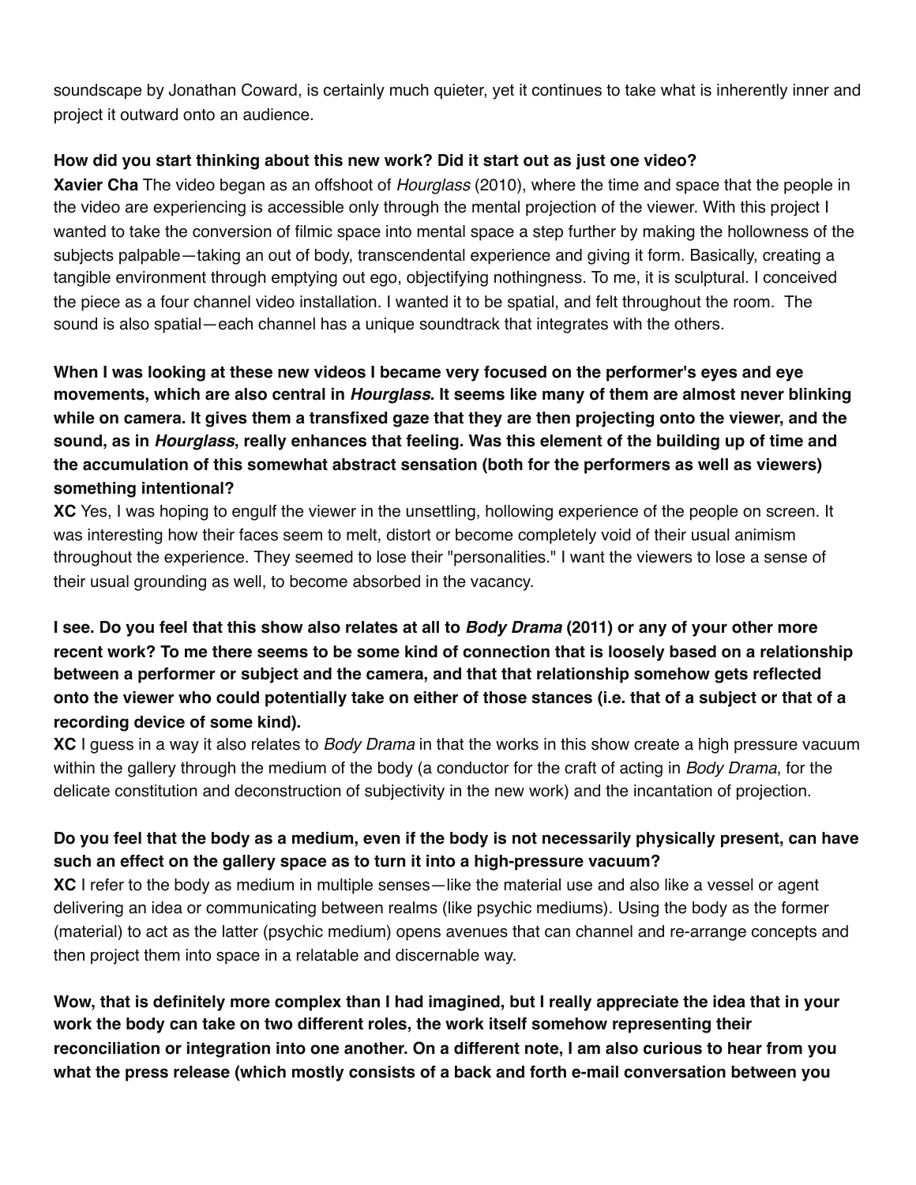soundscape by Jonathan Coward, is certainly much quieter, yet it continues to take what is inherently inner and project it outward onto an audience.

**How did you start thinking about this new work? Did it start out as just one video?**

**Xavier Cha** The video began as an offshoot of *Hourglass* (2010), where the time and space that the people in the video are experiencing is accessible only through the mental projection of the viewer. With this project I wanted to take the conversion of filmic space into mental space a step further by making the hollowness of the subjects palpable—taking an out of body, transcendental experience and giving it form. Basically, creating a tangible environment through emptying out ego, objectifying nothingness. To me, it is sculptural. I conceived the piece as a four channel video installation. I wanted it to be spatial, and felt throughout the room. The sound is also spatial—each channel has a unique soundtrack that integrates with the others.

**When I was looking at these new videos I became very focused on the performer's eyes and eye movements, which are also central in *Hourglass*. It seems like many of them are almost never blinking while on camera. It gives them a transfixed gaze that they are then projecting onto the viewer, and the sound, as in *Hourglass*, really enhances that feeling. Was this element of the building up of time and the accumulation of this somewhat abstract sensation (both for the performers as well as viewers) something intentional?**

**XC** Yes, I was hoping to engulf the viewer in the unsettling, hollowing experience of the people on screen. It was interesting how their faces seem to melt, distort or become completely void of their usual animism throughout the experience. They seemed to lose their "personalities." I want the viewers to lose a sense of their usual grounding as well, to become absorbed in the vacancy.

**I see. Do you feel that this show also relates at all to *Body Drama* (2011) or any of your other more recent work? To me there seems to be some kind of connection that is loosely based on a relationship between a performer or subject and the camera, and that that relationship somehow gets reflected onto the viewer who could potentially take on either of those stances (i.e. that of a subject or that of a recording device of some kind).**

**XC** I guess in a way it also relates to *Body Drama* in that the works in this show create a high pressure vacuum within the gallery through the medium of the body (a conductor for the craft of acting in *Body Drama*, for the delicate constitution and deconstruction of subjectivity in the new work) and the incantation of projection.

**Do you feel that the body as a medium, even if the body is not necessarily physically present, can have such an effect on the gallery space as to turn it into a high-pressure vacuum?**

**XC** I refer to the body as medium in multiple senses—like the material use and also like a vessel or agent delivering an idea or communicating between realms (like psychic mediums). Using the body as the former (material) to act as the latter (psychic medium) opens avenues that can channel and re-arrange concepts and then project them into space in a relatable and discernable way.

**Wow, that is definitely more complex than I had imagined, but I really appreciate the idea that in your work the body can take on two different roles, the work itself somehow representing their reconciliation or integration into one another. On a different note, I am also curious to hear from you what the press release (which mostly consists of a back and forth e-mail conversation between you**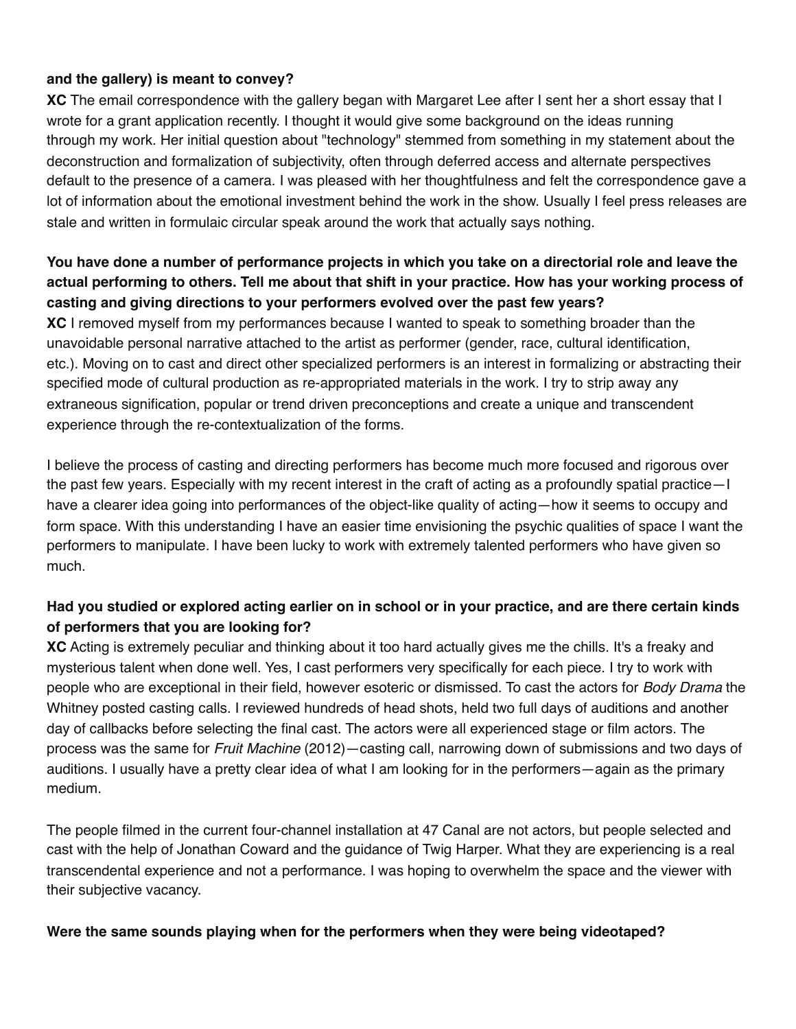**and the gallery) is meant to convey?**

**XC** The email correspondence with the gallery began with Margaret Lee after I sent her a short essay that I wrote for a grant application recently. I thought it would give some background on the ideas running through my work. Her initial question about "technology" stemmed from something in my statement about the deconstruction and formalization of subjectivity, often through deferred access and alternate perspectives default to the presence of a camera. I was pleased with her thoughtfulness and felt the correspondence gave a lot of information about the emotional investment behind the work in the show. Usually I feel press releases are stale and written in formulaic circular speak around the work that actually says nothing.

**You have done a number of performance projects in which you take on a directorial role and leave the actual performing to others. Tell me about that shift in your practice. How has your working process of casting and giving directions to your performers evolved over the past few years?**

**XC** I removed myself from my performances because I wanted to speak to something broader than the unavoidable personal narrative attached to the artist as performer (gender, race, cultural identification, etc.). Moving on to cast and direct other specialized performers is an interest in formalizing or abstracting their specified mode of cultural production as re-appropriated materials in the work. I try to strip away any extraneous signification, popular or trend driven preconceptions and create a unique and transcendent experience through the re-contextualization of the forms.

I believe the process of casting and directing performers has become much more focused and rigorous over the past few years. Especially with my recent interest in the craft of acting as a profoundly spatial practice—I have a clearer idea going into performances of the object-like quality of acting—how it seems to occupy and form space. With this understanding I have an easier time envisioning the psychic qualities of space I want the performers to manipulate. I have been lucky to work with extremely talented performers who have given so much.

**Had you studied or explored acting earlier on in school or in your practice, and are there certain kinds of performers that you are looking for?**

**XC** Acting is extremely peculiar and thinking about it too hard actually gives me the chills. It's a freaky and mysterious talent when done well. Yes, I cast performers very specifically for each piece. I try to work with people who are exceptional in their field, however esoteric or dismissed. To cast the actors for *Body Drama* the Whitney posted casting calls. I reviewed hundreds of head shots, held two full days of auditions and another day of callbacks before selecting the final cast. The actors were all experienced stage or film actors. The process was the same for *Fruit Machine* (2012)—casting call, narrowing down of submissions and two days of auditions. I usually have a pretty clear idea of what I am looking for in the performers—again as the primary medium.

The people filmed in the current four-channel installation at 47 Canal are not actors, but people selected and cast with the help of Jonathan Coward and the guidance of Twig Harper. What they are experiencing is a real transcendental experience and not a performance. I was hoping to overwhelm the space and the viewer with their subjective vacancy.

**Were the same sounds playing when for the performers when they were being videotaped?**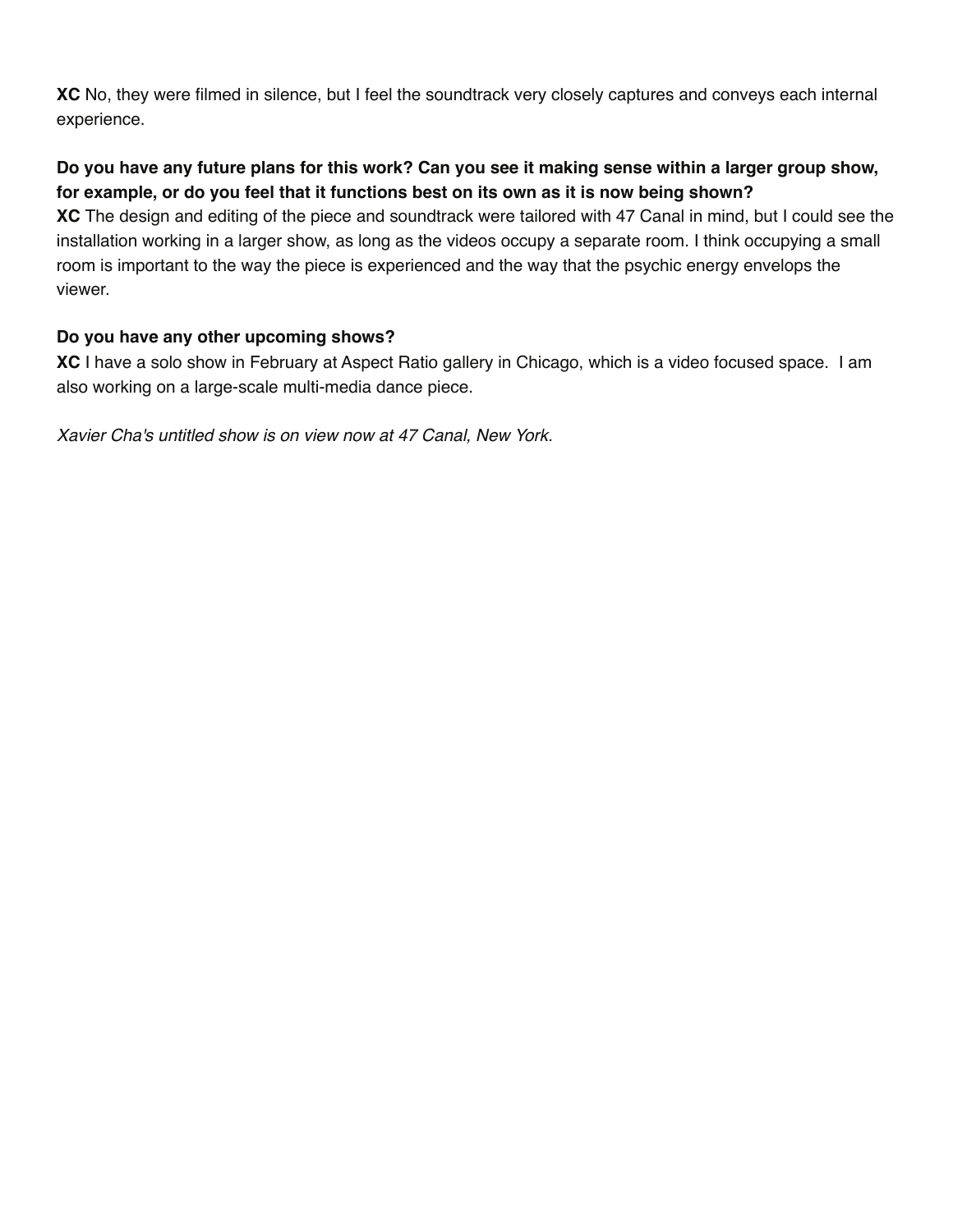**XC** No, they were filmed in silence, but I feel the soundtrack very closely captures and conveys each internal experience.

**Do you have any future plans for this work? Can you see it making sense within a larger group show, for example, or do you feel that it functions best on its own as it is now being shown?**
**XC** The design and editing of the piece and soundtrack were tailored with 47 Canal in mind, but I could see the installation working in a larger show, as long as the videos occupy a separate room. I think occupying a small room is important to the way the piece is experienced and the way that the psychic energy envelops the viewer.

**Do you have any other upcoming shows?**
**XC** I have a solo show in February at Aspect Ratio gallery in Chicago, which is a video focused space. I am also working on a large-scale multi-media dance piece.

*Xavier Cha's untitled show is on view now at 47 Canal, New York.*